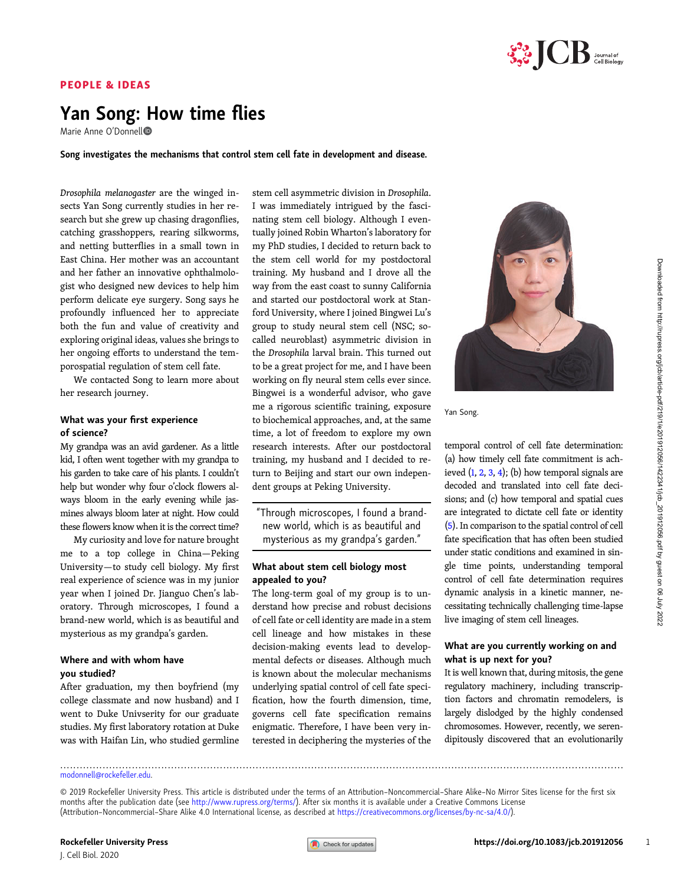PEOPLE & IDEAS

# Yan Song: How time flies

Marie Anne O'Donnell

**Song investigates the mechanisms that control stem cell fate in development and disease.**

*Drosophila melanogaster* are the winged insects Yan Song currently studies in her research but she grew up chasing dragonflies, catching grasshoppers, rearing silkworms, and netting butterflies in a small town in East China. Her mother was an accountant and her father an innovative ophthalmologist who designed new devices to help him perform delicate eye surgery. Song says he profoundly influenced her to appreciate both the fun and value of creativity and exploring original ideas, values she brings to her ongoing efforts to understand the temporospatial regulation of stem cell fate.

We contacted Song to learn more about her research journey.

### What was your first experience of science?

My grandpa was an avid gardener. As a little kid, I often went together with my grandpa to his garden to take care of his plants. I couldn't help but wonder why four o'clock flowers always bloom in the early evening while jasmines always bloom later at night. How could these flowers know when it is the correct time?

My curiosity and love for nature brought me to a top college in China—Peking University—to study cell biology. My first real experience of science was in my junior year when I joined Dr. Jianguo Chen's laboratory. Through microscopes, I found a brand-new world, which is as beautiful and mysterious as my grandpa's garden.

### Where and with whom have you studied?

After graduation, my then boyfriend (my college classmate and now husband) and I went to Duke Univsersity for our graduate studies. My first laboratory rotation at Duke was with Haifan Lin, who studied germline stem cell asymmetric division in *Drosophila*. I was immediately intrigued by the fascinating stem cell biology. Although I eventually joined Robin Wharton's laboratory for my PhD studies, I decided to return back to the stem cell world for my postdoctoral training. My husband and I drove all the way from the east coast to sunny California and started our postdoctoral work at Stanford University, where I joined Bingwei Lu's group to study neural stem cell (NSC; so-called neuroblast) asymmetric division in the *Drosophila* larval brain. This turned out to be a great project for me, and I have been working on fly neural stem cells ever since. Bingwei is a wonderful advisor, who gave me a rigorous scientific training, exposure to biochemical approaches, and, at the same time, a lot of freedom to explore my own research interests. After our postdoctoral training, my husband and I decided to return to Beijing and start our own independent groups at Peking University.

> "Through microscopes, I found a brand-new world, which is as beautiful and mysterious as my grandpa's garden."

### What about stem cell biology most appealed to you?

The long-term goal of my group is to understand how precise and robust decisions of cell fate or cell identity are made in a stem cell lineage and how mistakes in these decision-making events lead to developmental defects or diseases. Although much is known about the molecular mechanisms underlying spatial control of cell fate specification, how the fourth dimension, time, governs cell fate specification remains enigmatic. Therefore, I have been very interested in deciphering the mysteries of the temporal control of cell fate determination: (a) how timely cell fate commitment is achieved (1, 2, 3, 4); (b) how temporal signals are decoded and translated into cell fate decisions; and (c) how temporal and spatial cues are integrated to dictate cell fate or identity (5). In comparison to the spatial control of cell fate specification that has often been studied under static conditions and examined in single time points, understanding temporal control of cell fate determination requires dynamic analysis in a kinetic manner, necessitating technically challenging time-lapse live imaging of stem cell lineages.

Yan Song.

### What are you currently working on and what is up next for you?

It is well known that, during mitosis, the gene regulatory machinery, including transcription factors and chromatin remodelers, is largely dislodged by the highly condensed chromosomes. However, recently, we serendipitously discovered that an evolutionarily

modonnell@rockefeller.edu.

© 2019 Rockefeller University Press. This article is distributed under the terms of an Attribution–Noncommercial–Share Alike–No Mirror Sites license for the first six months after the publication date (see http://www.rupress.org/terms/). After six months it is available under a Creative Commons License (Attribution–Noncommercial–Share Alike 4.0 International license, as described at https://creativecommons.org/licenses/by-nc-sa/4.0/).

https://doi.org/10.1083/jcb.201912056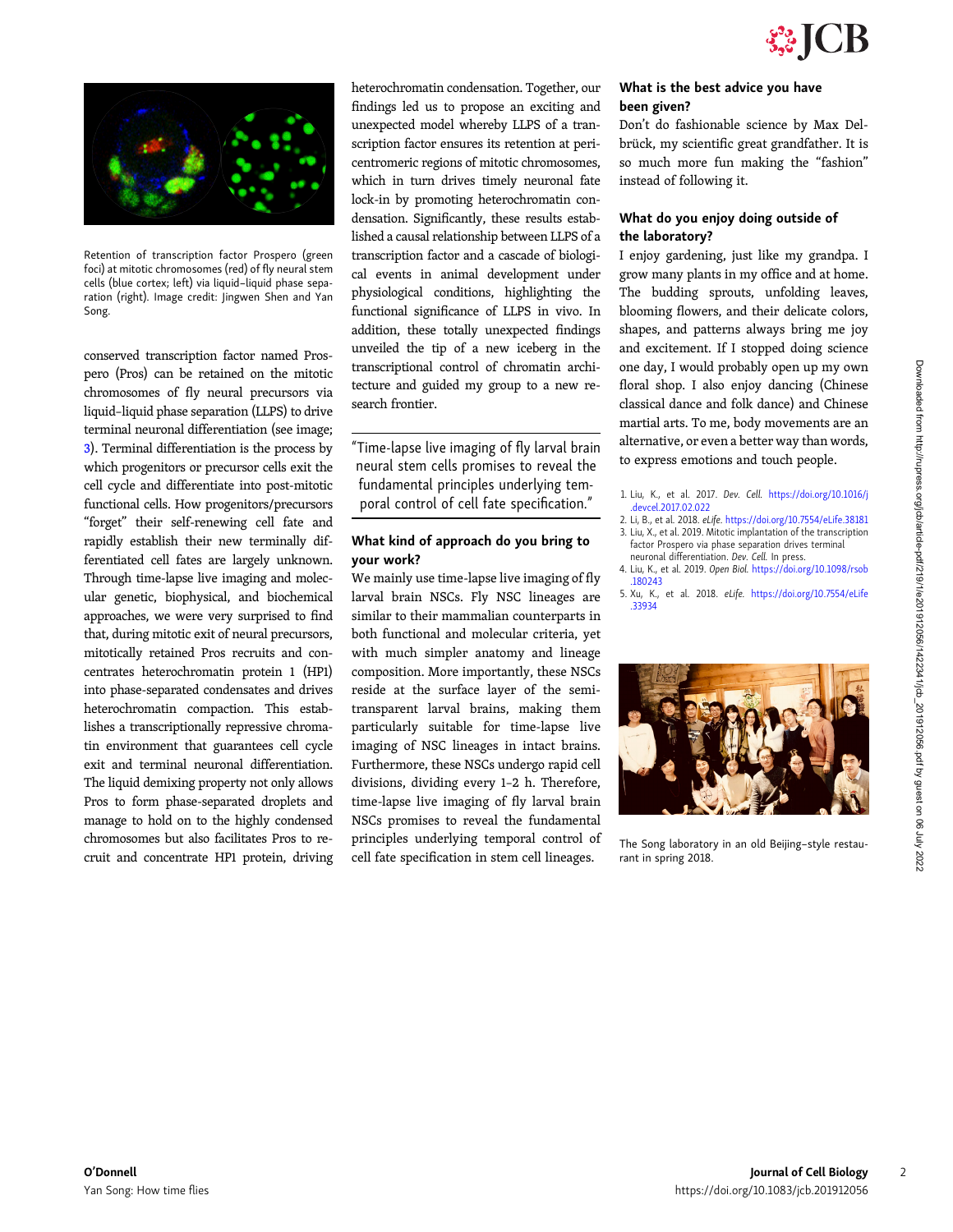Retention of transcription factor Prospero (green foci) at mitotic chromosomes (red) of fly neural stem cells (blue cortex; left) via liquid–liquid phase separation (right). Image credit: Jingwen Shen and Yan Song.

conserved transcription factor named Prospero (Pros) can be retained on the mitotic chromosomes of fly neural precursors via liquid–liquid phase separation (LLPS) to drive terminal neuronal differentiation (see image; 3). Terminal differentiation is the process by which progenitors or precursor cells exit the cell cycle and differentiate into post-mitotic functional cells. How progenitors/precursors "forget" their self-renewing cell fate and rapidly establish their new terminally differentiated cell fates are largely unknown. Through time-lapse live imaging and molecular genetic, biophysical, and biochemical approaches, we were very surprised to find that, during mitotic exit of neural precursors, mitotically retained Pros recruits and concentrates heterochromatin protein 1 (HP1) into phase-separated condensates and drives heterochromatin compaction. This establishes a transcriptionally repressive chromatin environment that guarantees cell cycle exit and terminal neuronal differentiation. The liquid demixing property not only allows Pros to form phase-separated droplets and manage to hold on to the highly condensed chromosomes but also facilitates Pros to recruit and concentrate HP1 protein, driving heterochromatin condensation. Together, our findings led us to propose an exciting and unexpected model whereby LLPS of a transcription factor ensures its retention at pericentromeric regions of mitotic chromosomes, which in turn drives timely neuronal fate lock-in by promoting heterochromatin condensation. Significantly, these results established a causal relationship between LLPS of a transcription factor and a cascade of biological events in animal development under physiological conditions, highlighting the functional significance of LLPS in vivo. In addition, these totally unexpected findings unveiled the tip of a new iceberg in the transcriptional control of chromatin architecture and guided my group to a new research frontier.

> "Time-lapse live imaging of fly larval brain neural stem cells promises to reveal the fundamental principles underlying temporal control of cell fate specification."

## What kind of approach do you bring to your work?

We mainly use time-lapse live imaging of fly larval brain NSCs. Fly NSC lineages are similar to their mammalian counterparts in both functional and molecular criteria, yet with much simpler anatomy and lineage composition. More importantly, these NSCs reside at the surface layer of the semi-transparent larval brains, making them particularly suitable for time-lapse live imaging of NSC lineages in intact brains. Furthermore, these NSCs undergo rapid cell divisions, dividing every 1–2 h. Therefore, time-lapse live imaging of fly larval brain NSCs promises to reveal the fundamental principles underlying temporal control of cell fate specification in stem cell lineages.

## What is the best advice you have been given?

Don't do fashionable science by Max Delbrück, my scientific great grandfather. It is so much more fun making the "fashion" instead of following it.

## What do you enjoy doing outside of the laboratory?

I enjoy gardening, just like my grandpa. I grow many plants in my office and at home. The budding sprouts, unfolding leaves, blooming flowers, and their delicate colors, shapes, and patterns always bring me joy and excitement. If I stopped doing science one day, I would probably open up my own floral shop. I also enjoy dancing (Chinese classical dance and folk dance) and Chinese martial arts. To me, body movements are an alternative, or even a better way than words, to express emotions and touch people.

1. Liu, K., et al. 2017. *Dev. Cell.* https://doi.org/10.1016/j.devcel.2017.02.022
2. Li, B., et al. 2018. *eLife.* https://doi.org/10.7554/eLife.38181
3. Liu, X., et al. 2019. Mitotic implantation of the transcription factor Prospero via phase separation drives terminal neuronal differentiation. *Dev. Cell.* In press.
4. Liu, K., et al. 2019. *Open Biol.* https://doi.org/10.1098/rsob.180243
5. Xu, K., et al. 2018. *eLife.* https://doi.org/10.7554/eLife.33934

The Song laboratory in an old Beijing–style restaurant in spring 2018.